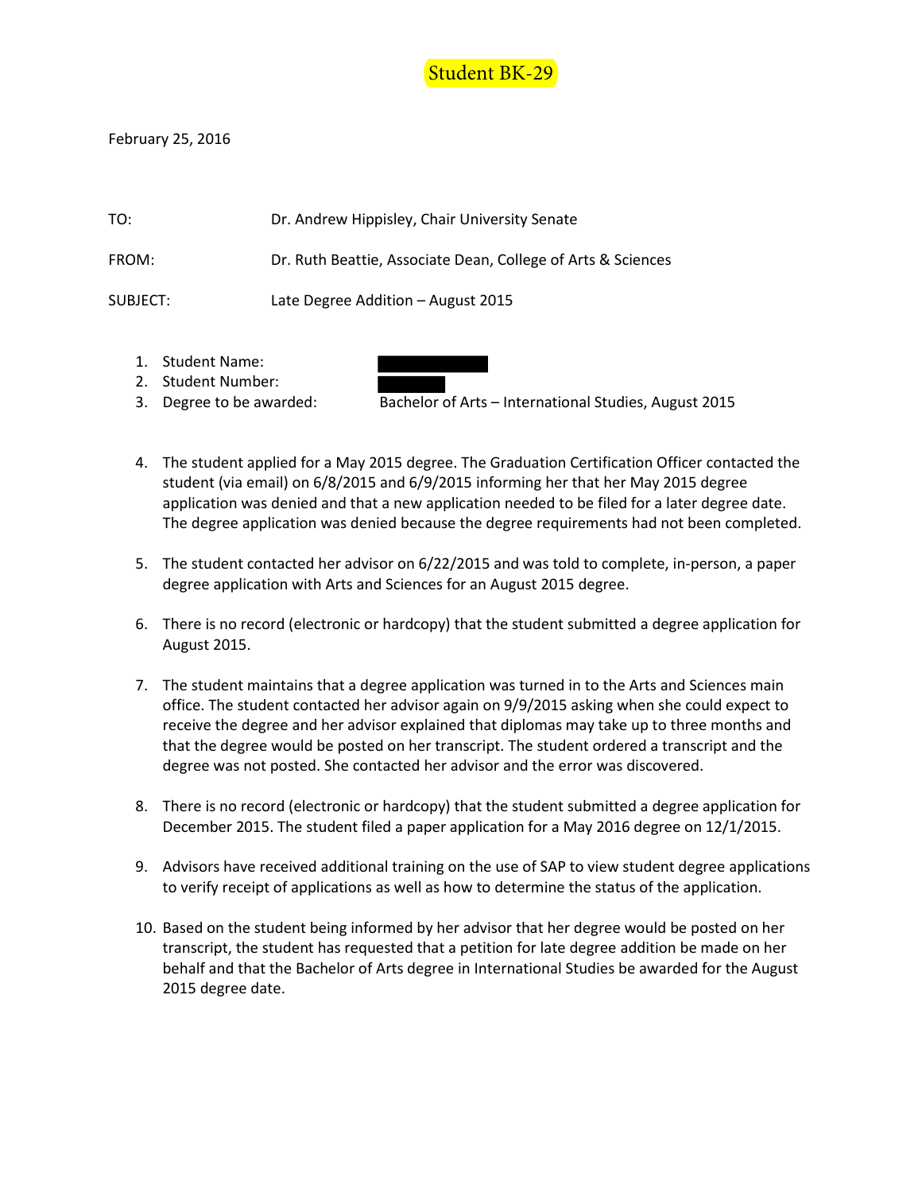Student BK-29

February 25, 2016

TO: Dr. Andrew Hippisley, Chair University Senate

FROM: Dr. Ruth Beattie, Associate Dean, College of Arts & Sciences

SUBJECT: Late Degree Addition – August 2015

1. Student Name: 
2. Student Number: 
3. Degree to be awarded: Bachelor of Arts – International Studies, August 2015

4. The student applied for a May 2015 degree. The Graduation Certification Officer contacted the student (via email) on 6/8/2015 and 6/9/2015 informing her that her May 2015 degree application was denied and that a new application needed to be filed for a later degree date. The degree application was denied because the degree requirements had not been completed.

5. The student contacted her advisor on 6/22/2015 and was told to complete, in-person, a paper degree application with Arts and Sciences for an August 2015 degree.

6. There is no record (electronic or hardcopy) that the student submitted a degree application for August 2015.

7. The student maintains that a degree application was turned in to the Arts and Sciences main office. The student contacted her advisor again on 9/9/2015 asking when she could expect to receive the degree and her advisor explained that diplomas may take up to three months and that the degree would be posted on her transcript. The student ordered a transcript and the degree was not posted. She contacted her advisor and the error was discovered.

8. There is no record (electronic or hardcopy) that the student submitted a degree application for December 2015. The student filed a paper application for a May 2016 degree on 12/1/2015.

9. Advisors have received additional training on the use of SAP to view student degree applications to verify receipt of applications as well as how to determine the status of the application.

10. Based on the student being informed by her advisor that her degree would be posted on her transcript, the student has requested that a petition for late degree addition be made on her behalf and that the Bachelor of Arts degree in International Studies be awarded for the August 2015 degree date.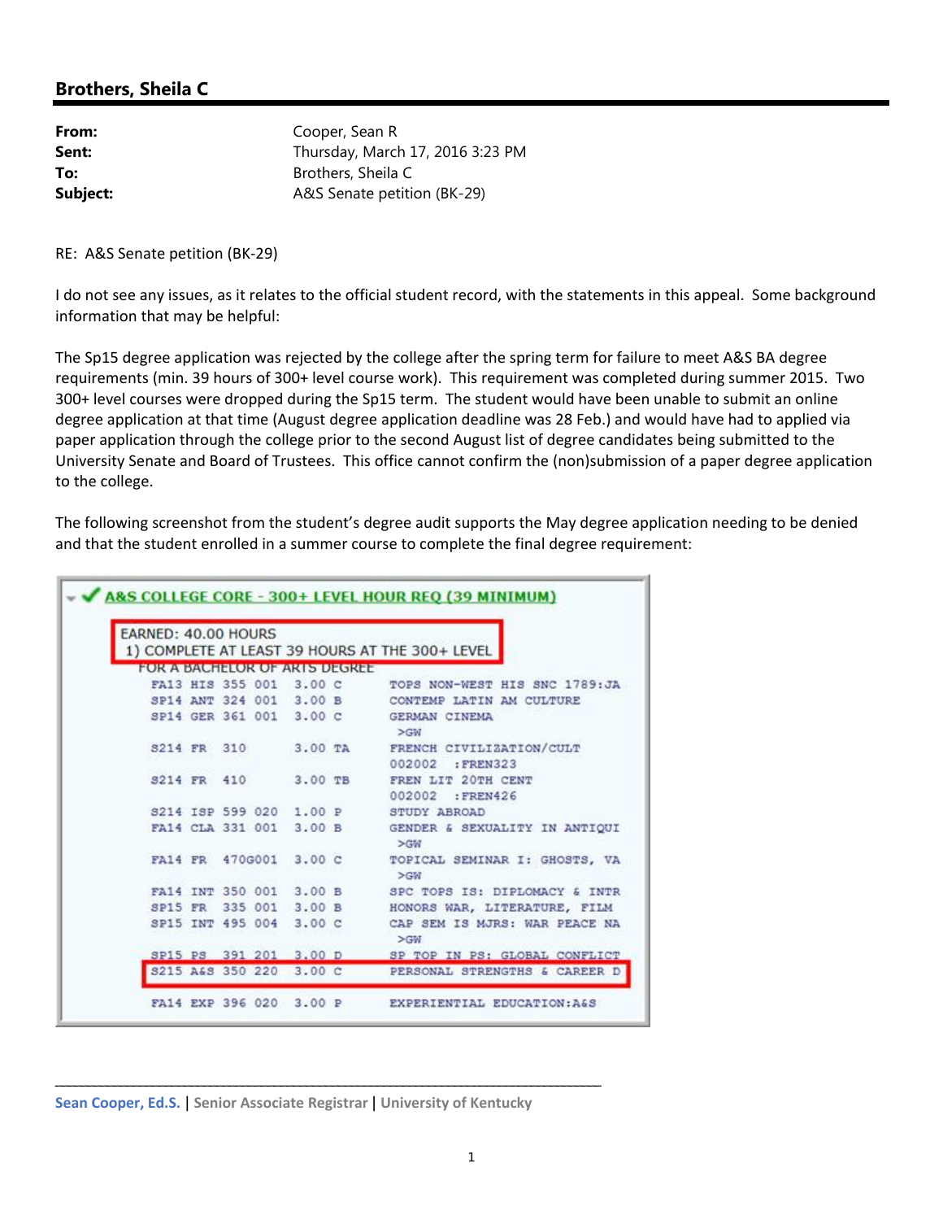## Brothers, Sheila C

| | |
|---|---|
| **From:** | Cooper, Sean R |
| **Sent:** | Thursday, March 17, 2016 3:23 PM |
| **To:** | Brothers, Sheila C |
| **Subject:** | A&S Senate petition (BK-29) |

RE: A&S Senate petition (BK-29)

I do not see any issues, as it relates to the official student record, with the statements in this appeal. Some background information that may be helpful:

The Sp15 degree application was rejected by the college after the spring term for failure to meet A&S BA degree requirements (min. 39 hours of 300+ level course work). This requirement was completed during summer 2015. Two 300+ level courses were dropped during the Sp15 term. The student would have been unable to submit an online degree application at that time (August degree application deadline was 28 Feb.) and would have had to applied via paper application through the college prior to the second August list of degree candidates being submitted to the University Senate and Board of Trustees. This office cannot confirm the (non)submission of a paper degree application to the college.

The following screenshot from the student's degree audit supports the May degree application needing to be denied and that the student enrolled in a summer course to complete the final degree requirement:

**✓ A&S COLLEGE CORE - 300+ LEVEL HOUR REQ (39 MINIMUM)**

EARNED: 40.00 HOURS
1) COMPLETE AT LEAST 39 HOURS AT THE 300+ LEVEL
FOR A BACHELOR OF ARTS DEGREE

```
FA13 HIS 355 001   3.00 C    TOPS NON-WEST HIS SNC 1789:JA
SP14 ANT 324 001   3.00 B    CONTEMP LATIN AM CULTURE
SP14 GER 361 001   3.00 C    GERMAN CINEMA
                               >GW
S214 FR  310       3.00 TA   FRENCH CIVILIZATION/CULT
                             002002   :FREN323
S214 FR  410       3.00 TB   FREN LIT 20TH CENT
                             002002   :FREN426
S214 ISP 599 020   1.00 P    STUDY ABROAD
FA14 CLA 331 001   3.00 B    GENDER & SEXUALITY IN ANTIQUI
                               >GW
FA14 FR  470G001   3.00 C    TOPICAL SEMINAR I: GHOSTS, VA
                               >GW
FA14 INT 350 001   3.00 B    SPC TOPS IS: DIPLOMACY & INTR
SP15 FR  335 001   3.00 B    HONORS WAR, LITERATURE, FILM
SP15 INT 495 004   3.00 C    CAP SEM IS MJRS: WAR PEACE NA
                               >GW
SP15 PS  391 201   3.00 D    SP TOP IN PS: GLOBAL CONFLICT
S215 A&S 350 220   3.00 C    PERSONAL STRENGTHS & CAREER D

FA14 EXP 396 020   3.00 P    EXPERIENTIAL EDUCATION:A&S
```

---

**Sean Cooper, Ed.S.** | Senior Associate Registrar | University of Kentucky